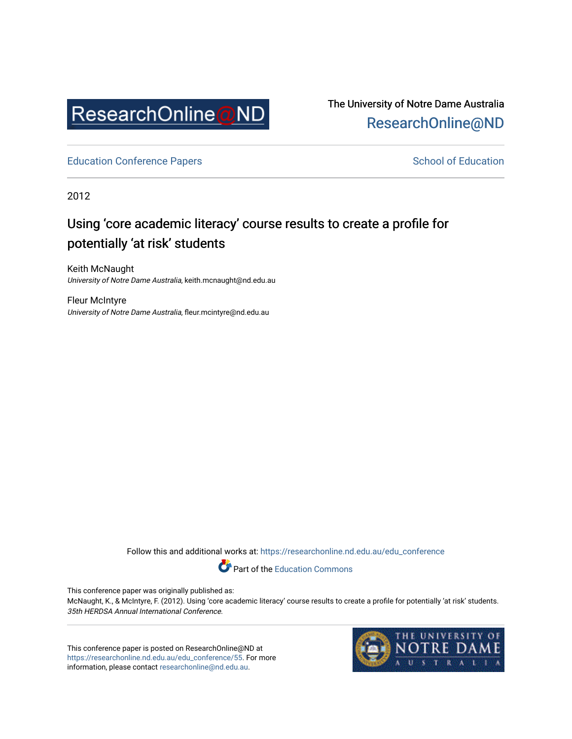The University of Notre Dame Australia

ResearchOnline@ND

Education Conference Papers

School of Education

2012

# Using 'core academic literacy' course results to create a profile for potentially 'at risk' students

Keith McNaught
*University of Notre Dame Australia*, keith.mcnaught@nd.edu.au

Fleur McIntyre
*University of Notre Dame Australia*, fleur.mcintyre@nd.edu.au

Follow this and additional works at: https://researchonline.nd.edu.au/edu_conference

Part of the Education Commons

This conference paper was originally published as:
McNaught, K., & McIntyre, F. (2012). Using 'core academic literacy' course results to create a profile for potentially 'at risk' students. *35th HERDSA Annual International Conference.*

This conference paper is posted on ResearchOnline@ND at https://researchonline.nd.edu.au/edu_conference/55. For more information, please contact researchonline@nd.edu.au.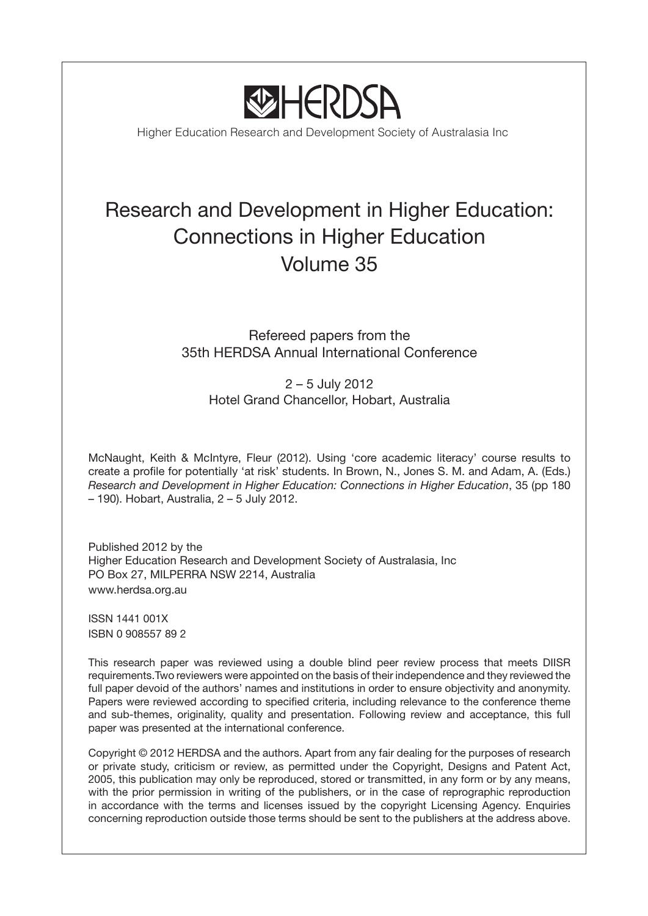# HERDSA

Higher Education Research and Development Society of Australasia Inc

# Research and Development in Higher Education: Connections in Higher Education
## Volume 35

Refereed papers from the
35th HERDSA Annual International Conference

2 – 5 July 2012
Hotel Grand Chancellor, Hobart, Australia

McNaught, Keith & McIntyre, Fleur (2012). Using 'core academic literacy' course results to create a profile for potentially 'at risk' students. In Brown, N., Jones S. M. and Adam, A. (Eds.) *Research and Development in Higher Education: Connections in Higher Education*, 35 (pp 180 – 190). Hobart, Australia, 2 – 5 July 2012.

Published 2012 by the
Higher Education Research and Development Society of Australasia, Inc
PO Box 27, MILPERRA NSW 2214, Australia
www.herdsa.org.au

ISSN 1441 001X
ISBN 0 908557 89 2

This research paper was reviewed using a double blind peer review process that meets DIISR requirements. Two reviewers were appointed on the basis of their independence and they reviewed the full paper devoid of the authors' names and institutions in order to ensure objectivity and anonymity. Papers were reviewed according to specified criteria, including relevance to the conference theme and sub-themes, originality, quality and presentation. Following review and acceptance, this full paper was presented at the international conference.

Copyright © 2012 HERDSA and the authors. Apart from any fair dealing for the purposes of research or private study, criticism or review, as permitted under the Copyright, Designs and Patent Act, 2005, this publication may only be reproduced, stored or transmitted, in any form or by any means, with the prior permission in writing of the publishers, or in the case of reprographic reproduction in accordance with the terms and licenses issued by the copyright Licensing Agency. Enquiries concerning reproduction outside those terms should be sent to the publishers at the address above.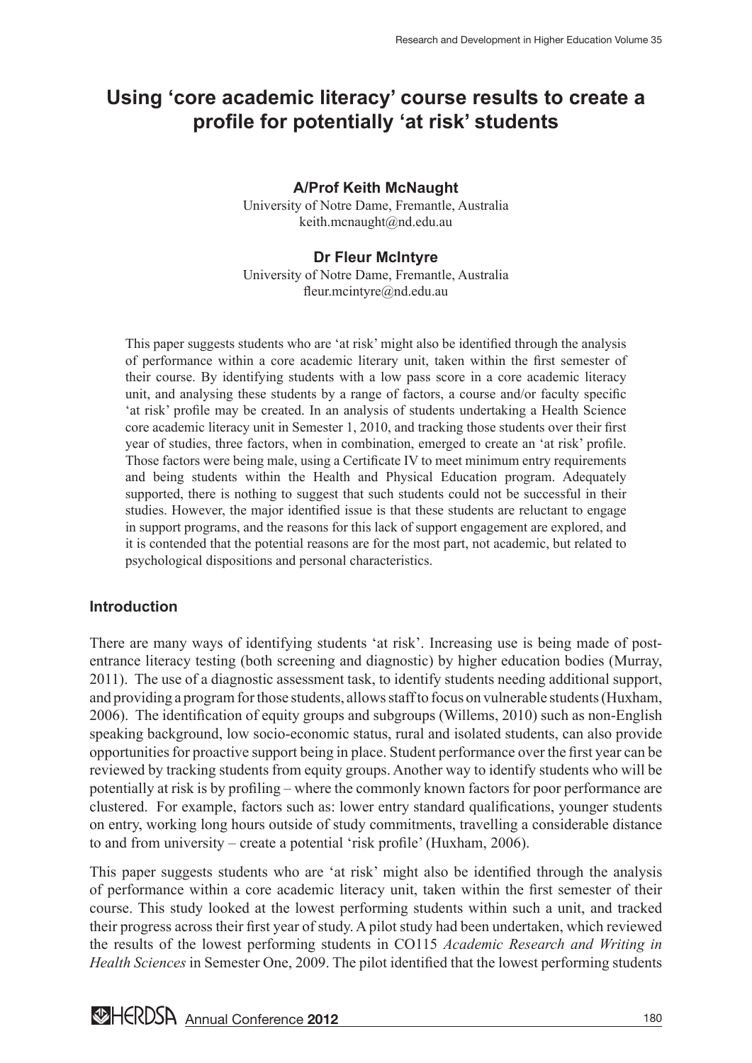# Using 'core academic literacy' course results to create a profile for potentially 'at risk' students

**A/Prof Keith McNaught**
University of Notre Dame, Fremantle, Australia
keith.mcnaught@nd.edu.au

**Dr Fleur McIntyre**
University of Notre Dame, Fremantle, Australia
fleur.mcintyre@nd.edu.au

This paper suggests students who are 'at risk' might also be identified through the analysis of performance within a core academic literary unit, taken within the first semester of their course. By identifying students with a low pass score in a core academic literacy unit, and analysing these students by a range of factors, a course and/or faculty specific 'at risk' profile may be created. In an analysis of students undertaking a Health Science core academic literacy unit in Semester 1, 2010, and tracking those students over their first year of studies, three factors, when in combination, emerged to create an 'at risk' profile. Those factors were being male, using a Certificate IV to meet minimum entry requirements and being students within the Health and Physical Education program. Adequately supported, there is nothing to suggest that such students could not be successful in their studies. However, the major identified issue is that these students are reluctant to engage in support programs, and the reasons for this lack of support engagement are explored, and it is contended that the potential reasons are for the most part, not academic, but related to psychological dispositions and personal characteristics.

## Introduction

There are many ways of identifying students 'at risk'. Increasing use is being made of post-entrance literacy testing (both screening and diagnostic) by higher education bodies (Murray, 2011). The use of a diagnostic assessment task, to identify students needing additional support, and providing a program for those students, allows staff to focus on vulnerable students (Huxham, 2006). The identification of equity groups and subgroups (Willems, 2010) such as non-English speaking background, low socio-economic status, rural and isolated students, can also provide opportunities for proactive support being in place. Student performance over the first year can be reviewed by tracking students from equity groups. Another way to identify students who will be potentially at risk is by profiling – where the commonly known factors for poor performance are clustered. For example, factors such as: lower entry standard qualifications, younger students on entry, working long hours outside of study commitments, travelling a considerable distance to and from university – create a potential 'risk profile' (Huxham, 2006).

This paper suggests students who are 'at risk' might also be identified through the analysis of performance within a core academic literacy unit, taken within the first semester of their course. This study looked at the lowest performing students within such a unit, and tracked their progress across their first year of study. A pilot study had been undertaken, which reviewed the results of the lowest performing students in CO115 *Academic Research and Writing in Health Sciences* in Semester One, 2009. The pilot identified that the lowest performing students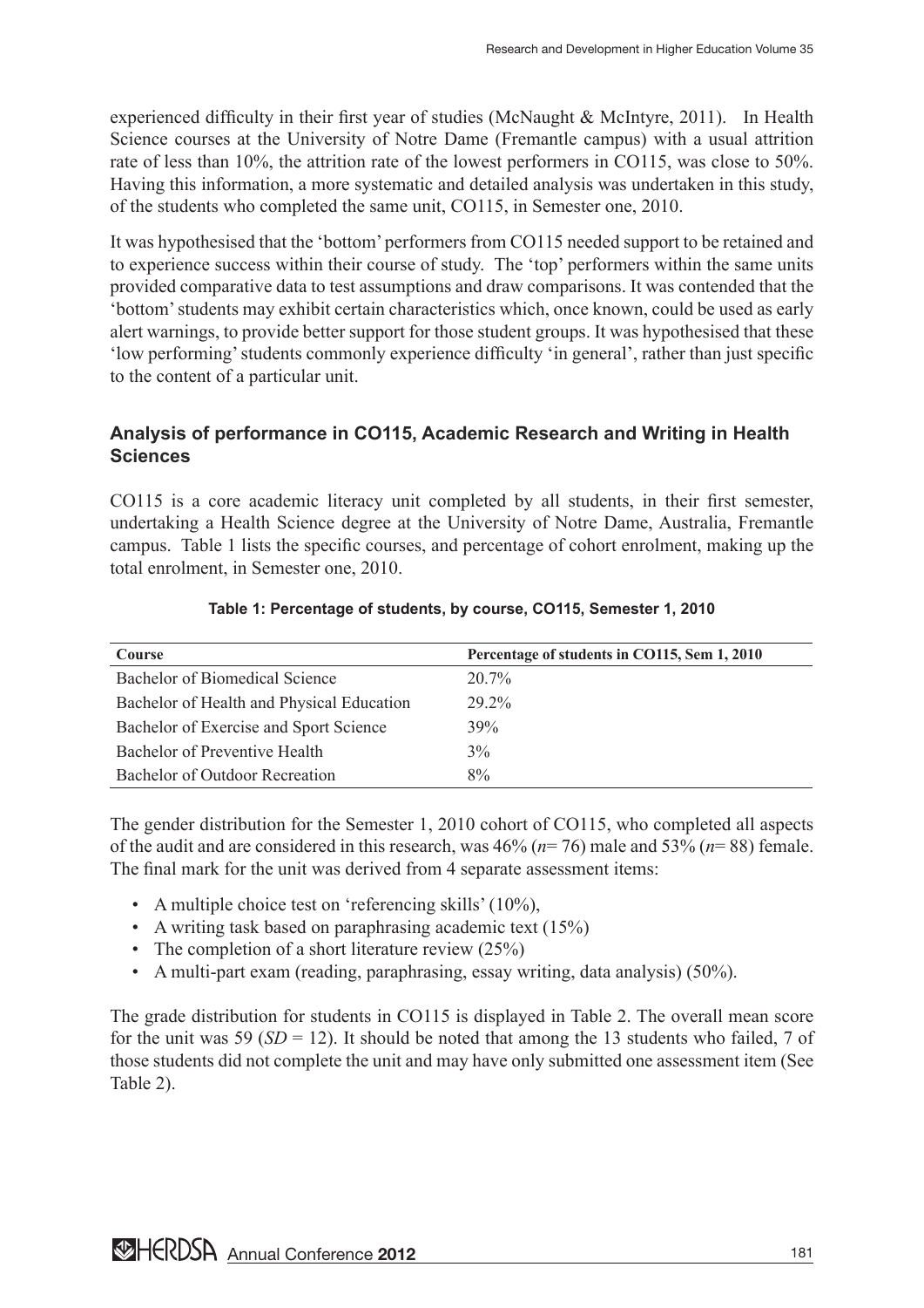experienced difficulty in their first year of studies (McNaught & McIntyre, 2011). In Health Science courses at the University of Notre Dame (Fremantle campus) with a usual attrition rate of less than 10%, the attrition rate of the lowest performers in CO115, was close to 50%. Having this information, a more systematic and detailed analysis was undertaken in this study, of the students who completed the same unit, CO115, in Semester one, 2010.

It was hypothesised that the 'bottom' performers from CO115 needed support to be retained and to experience success within their course of study. The 'top' performers within the same units provided comparative data to test assumptions and draw comparisons. It was contended that the 'bottom' students may exhibit certain characteristics which, once known, could be used as early alert warnings, to provide better support for those student groups. It was hypothesised that these 'low performing' students commonly experience difficulty 'in general', rather than just specific to the content of a particular unit.

### Analysis of performance in CO115, Academic Research and Writing in Health Sciences

CO115 is a core academic literacy unit completed by all students, in their first semester, undertaking a Health Science degree at the University of Notre Dame, Australia, Fremantle campus. Table 1 lists the specific courses, and percentage of cohort enrolment, making up the total enrolment, in Semester one, 2010.

**Table 1: Percentage of students, by course, CO115, Semester 1, 2010**

| Course | Percentage of students in CO115, Sem 1, 2010 |
|---|---|
| Bachelor of Biomedical Science | 20.7% |
| Bachelor of Health and Physical Education | 29.2% |
| Bachelor of Exercise and Sport Science | 39% |
| Bachelor of Preventive Health | 3% |
| Bachelor of Outdoor Recreation | 8% |

The gender distribution for the Semester 1, 2010 cohort of CO115, who completed all aspects of the audit and are considered in this research, was 46% ($n$= 76) male and 53% ($n$= 88) female. The final mark for the unit was derived from 4 separate assessment items:

- A multiple choice test on 'referencing skills' (10%),
- A writing task based on paraphrasing academic text (15%)
- The completion of a short literature review (25%)
- A multi-part exam (reading, paraphrasing, essay writing, data analysis) (50%).

The grade distribution for students in CO115 is displayed in Table 2. The overall mean score for the unit was 59 ($SD$ = 12). It should be noted that among the 13 students who failed, 7 of those students did not complete the unit and may have only submitted one assessment item (See Table 2).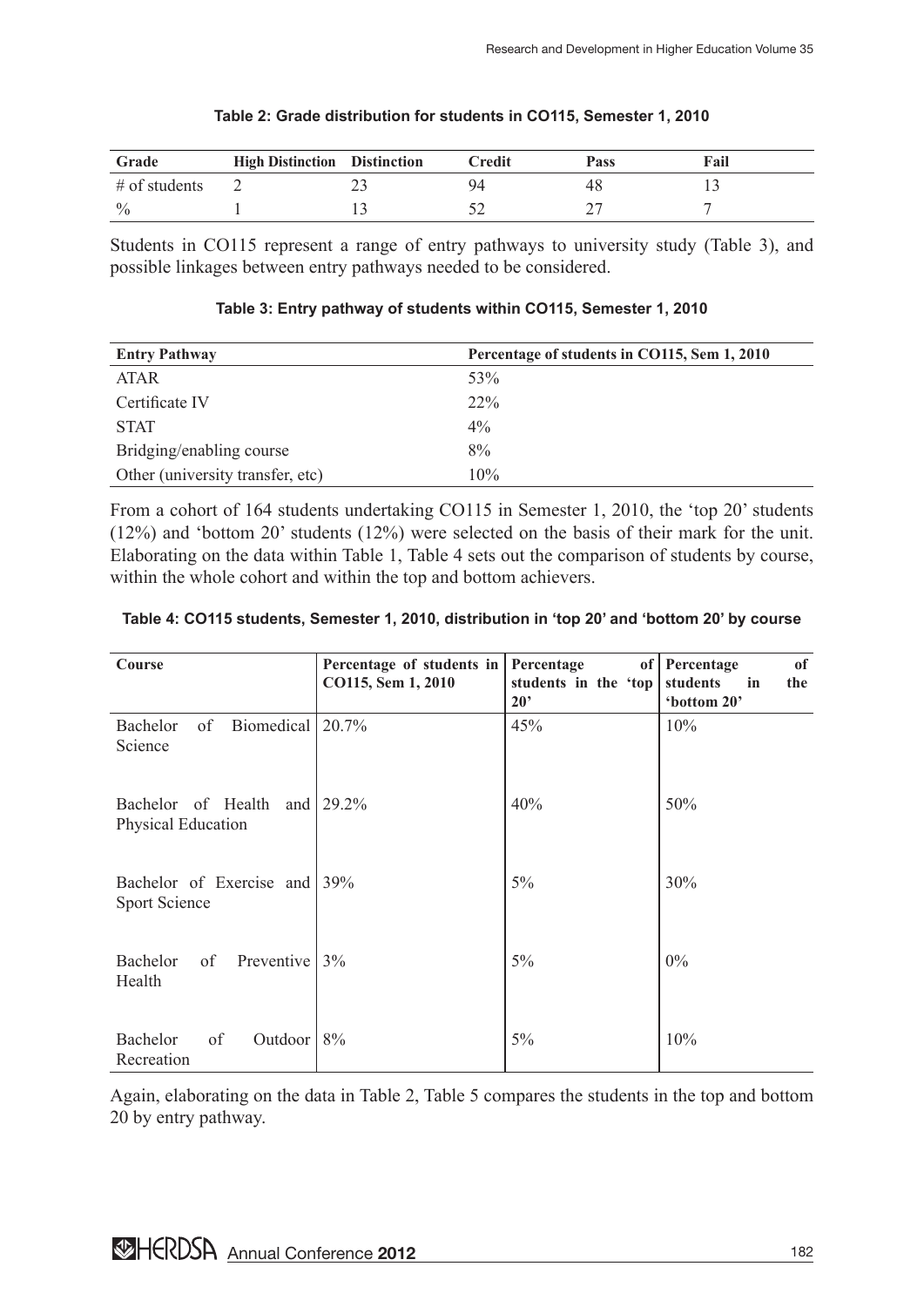**Table 2: Grade distribution for students in CO115, Semester 1, 2010**

| Grade | High Distinction | Distinction | Credit | Pass | Fail |
|---|---|---|---|---|---|
| # of students | 2 | 23 | 94 | 48 | 13 |
| % | 1 | 13 | 52 | 27 | 7 |

Students in CO115 represent a range of entry pathways to university study (Table 3), and possible linkages between entry pathways needed to be considered.

**Table 3: Entry pathway of students within CO115, Semester 1, 2010**

| Entry Pathway | Percentage of students in CO115, Sem 1, 2010 |
|---|---|
| ATAR | 53% |
| Certificate IV | 22% |
| STAT | 4% |
| Bridging/enabling course | 8% |
| Other (university transfer, etc) | 10% |

From a cohort of 164 students undertaking CO115 in Semester 1, 2010, the 'top 20' students (12%) and 'bottom 20' students (12%) were selected on the basis of their mark for the unit. Elaborating on the data within Table 1, Table 4 sets out the comparison of students by course, within the whole cohort and within the top and bottom achievers.

**Table 4: CO115 students, Semester 1, 2010, distribution in 'top 20' and 'bottom 20' by course**

| Course | Percentage of students in CO115, Sem 1, 2010 | Percentage of students in the 'top 20' | Percentage of students in the 'bottom 20' |
|---|---|---|---|
| Bachelor of Biomedical Science | 20.7% | 45% | 10% |
| Bachelor of Health and Physical Education | 29.2% | 40% | 50% |
| Bachelor of Exercise and Sport Science | 39% | 5% | 30% |
| Bachelor of Preventive Health | 3% | 5% | 0% |
| Bachelor of Outdoor Recreation | 8% | 5% | 10% |

Again, elaborating on the data in Table 2, Table 5 compares the students in the top and bottom 20 by entry pathway.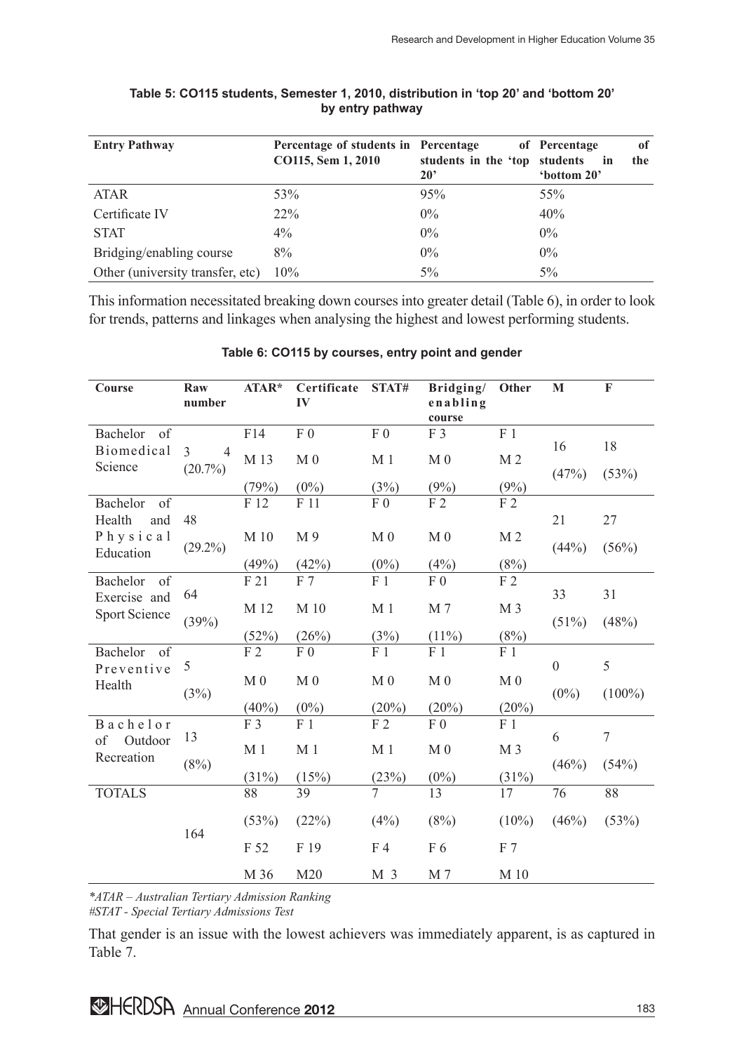**Table 5: CO115 students, Semester 1, 2010, distribution in 'top 20' and 'bottom 20' by entry pathway**

| Entry Pathway | Percentage of students in CO115, Sem 1, 2010 | Percentage of students in the 'top 20' | Percentage of students in the 'bottom 20' |
|---|---|---|---|
| ATAR | 53% | 95% | 55% |
| Certificate IV | 22% | 0% | 40% |
| STAT | 4% | 0% | 0% |
| Bridging/enabling course | 8% | 0% | 0% |
| Other (university transfer, etc) | 10% | 5% | 5% |

This information necessitated breaking down courses into greater detail (Table 6), in order to look for trends, patterns and linkages when analysing the highest and lowest performing students.

**Table 6: CO115 by courses, entry point and gender**

| Course | Raw number | ATAR* | Certificate IV | STAT# | Bridging/ enabling course | Other | M | F |
|---|---|---|---|---|---|---|---|---|
| Bachelor of Biomedical Science | 34 (20.7%) | F14 M 13 (79%) | F 0 M 0 (0%) | F 0 M 1 (3%) | F 3 M 0 (9%) | F 1 M 2 (9%) | 16 (47%) | 18 (53%) |
| Bachelor of Health and Physical Education | 48 (29.2%) | F 12 M 10 (49%) | F 11 M 9 (42%) | F 0 M 0 (0%) | F 2 M 0 (4%) | F 2 M 2 (8%) | 21 (44%) | 27 (56%) |
| Bachelor of Exercise and Sport Science | 64 (39%) | F 21 M 12 (52%) | F 7 M 10 (26%) | F 1 M 1 (3%) | F 0 M 7 (11%) | F 2 M 3 (8%) | 33 (51%) | 31 (48%) |
| Bachelor of Preventive Health | 5 (3%) | F 2 M 0 (40%) | F 0 M 0 (0%) | F 1 M 0 (20%) | F 1 M 0 (20%) | F 1 M 0 (20%) | 0 (0%) | 5 (100%) |
| Bachelor of Outdoor Recreation | 13 (8%) | F 3 M 1 (31%) | F 1 M 1 (15%) | F 2 M 1 (23%) | F 0 M 0 (0%) | F 1 M 3 (31%) | 6 (46%) | 7 (54%) |
| TOTALS | 164 | 88 (53%) F 52 M 36 | 39 (22%) F 19 M20 | 7 (4%) F 4 M 3 | 13 (8%) F 6 M 7 | 17 (10%) F 7 M 10 | 76 (46%) | 88 (53%) |

*\*ATAR – Australian Tertiary Admission Ranking*
*#STAT - Special Tertiary Admissions Test*

That gender is an issue with the lowest achievers was immediately apparent, is as captured in Table 7.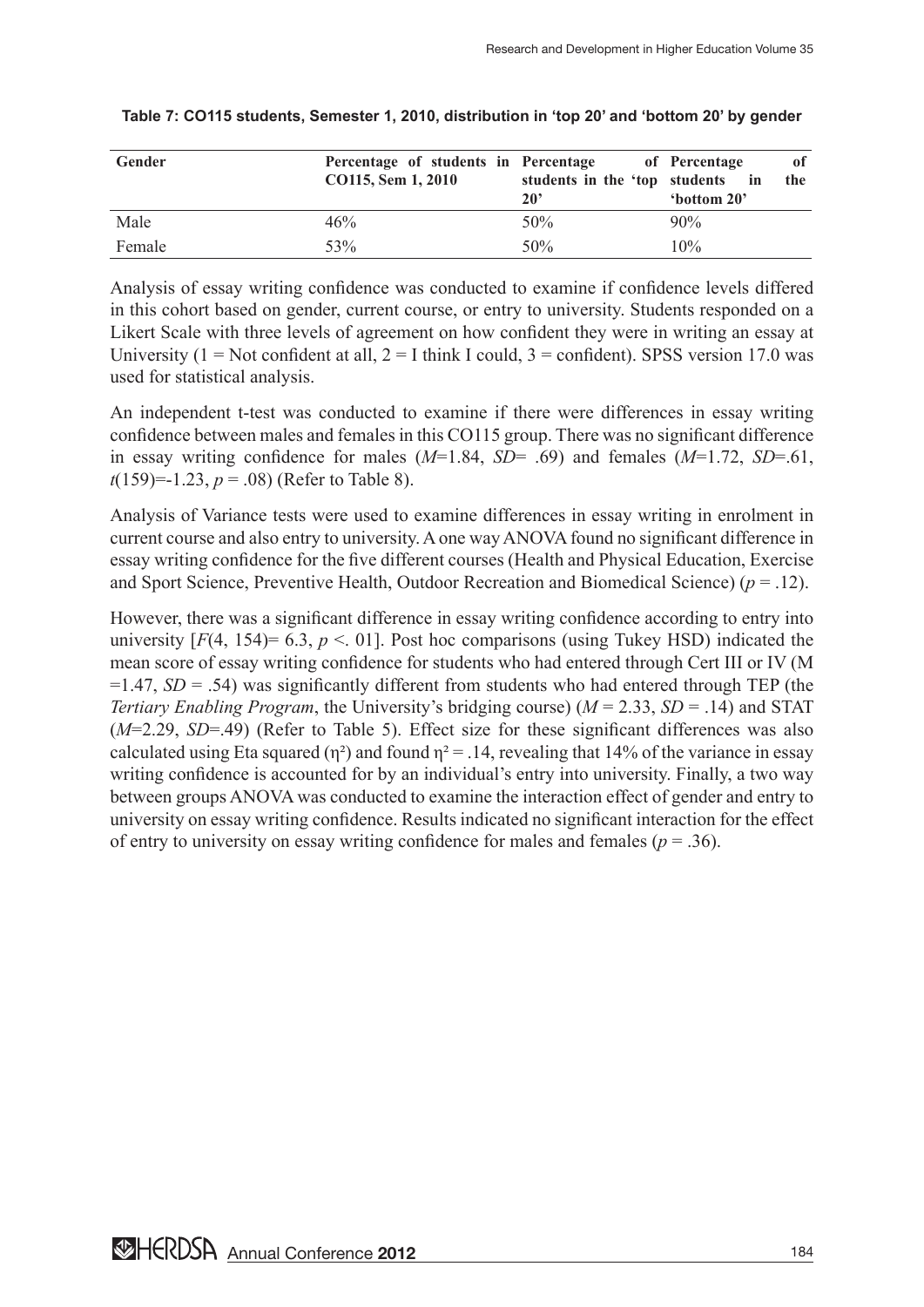**Table 7: CO115 students, Semester 1, 2010, distribution in 'top 20' and 'bottom 20' by gender**

| Gender | Percentage of students in CO115, Sem 1, 2010 | Percentage of students in the 'top 20' | Percentage of students in the 'bottom 20' |
|---|---|---|---|
| Male | 46% | 50% | 90% |
| Female | 53% | 50% | 10% |

Analysis of essay writing confidence was conducted to examine if confidence levels differed in this cohort based on gender, current course, or entry to university. Students responded on a Likert Scale with three levels of agreement on how confident they were in writing an essay at University (1 = Not confident at all, 2 = I think I could, 3 = confident). SPSS version 17.0 was used for statistical analysis.

An independent t-test was conducted to examine if there were differences in essay writing confidence between males and females in this CO115 group. There was no significant difference in essay writing confidence for males ($M$=1.84, $SD$= .69) and females ($M$=1.72, $SD$=.61, $t(159)$=-1.23, $p$ = .08) (Refer to Table 8).

Analysis of Variance tests were used to examine differences in essay writing in enrolment in current course and also entry to university. A one way ANOVA found no significant difference in essay writing confidence for the five different courses (Health and Physical Education, Exercise and Sport Science, Preventive Health, Outdoor Recreation and Biomedical Science) ($p$ = .12).

However, there was a significant difference in essay writing confidence according to entry into university [$F(4, 154)$= 6.3, $p$ <. 01]. Post hoc comparisons (using Tukey HSD) indicated the mean score of essay writing confidence for students who had entered through Cert III or IV (M =1.47, $SD$ = .54) was significantly different from students who had entered through TEP (the *Tertiary Enabling Program*, the University's bridging course) ($M$ = 2.33, $SD$ = .14) and STAT ($M$=2.29, $SD$=.49) (Refer to Table 5). Effect size for these significant differences was also calculated using Eta squared ($\eta^2$) and found $\eta^2$ = .14, revealing that 14% of the variance in essay writing confidence is accounted for by an individual's entry into university. Finally, a two way between groups ANOVA was conducted to examine the interaction effect of gender and entry to university on essay writing confidence. Results indicated no significant interaction for the effect of entry to university on essay writing confidence for males and females ($p$ = .36).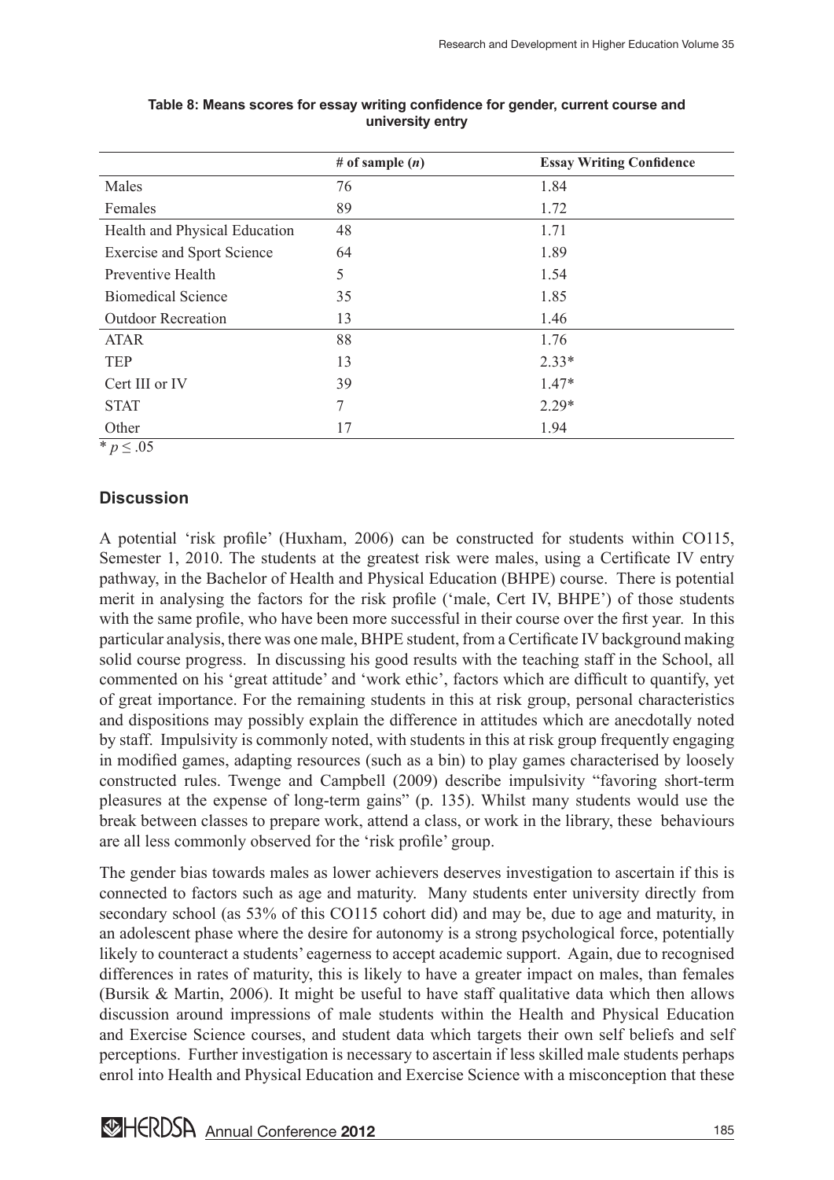**Table 8: Means scores for essay writing confidence for gender, current course and university entry**

| | # of sample ($n$) | Essay Writing Confidence |
|---|---|---|
| Males | 76 | 1.84 |
| Females | 89 | 1.72 |
| Health and Physical Education | 48 | 1.71 |
| Exercise and Sport Science | 64 | 1.89 |
| Preventive Health | 5 | 1.54 |
| Biomedical Science | 35 | 1.85 |
| Outdoor Recreation | 13 | 1.46 |
| ATAR | 88 | 1.76 |
| TEP | 13 | 2.33* |
| Cert III or IV | 39 | 1.47* |
| STAT | 7 | 2.29* |
| Other | 17 | 1.94 |

* $p \leq .05$

## Discussion

A potential 'risk profile' (Huxham, 2006) can be constructed for students within CO115, Semester 1, 2010. The students at the greatest risk were males, using a Certificate IV entry pathway, in the Bachelor of Health and Physical Education (BHPE) course. There is potential merit in analysing the factors for the risk profile ('male, Cert IV, BHPE') of those students with the same profile, who have been more successful in their course over the first year. In this particular analysis, there was one male, BHPE student, from a Certificate IV background making solid course progress. In discussing his good results with the teaching staff in the School, all commented on his 'great attitude' and 'work ethic', factors which are difficult to quantify, yet of great importance. For the remaining students in this at risk group, personal characteristics and dispositions may possibly explain the difference in attitudes which are anecdotally noted by staff. Impulsivity is commonly noted, with students in this at risk group frequently engaging in modified games, adapting resources (such as a bin) to play games characterised by loosely constructed rules. Twenge and Campbell (2009) describe impulsivity "favoring short-term pleasures at the expense of long-term gains" (p. 135). Whilst many students would use the break between classes to prepare work, attend a class, or work in the library, these behaviours are all less commonly observed for the 'risk profile' group.

The gender bias towards males as lower achievers deserves investigation to ascertain if this is connected to factors such as age and maturity. Many students enter university directly from secondary school (as 53% of this CO115 cohort did) and may be, due to age and maturity, in an adolescent phase where the desire for autonomy is a strong psychological force, potentially likely to counteract a students' eagerness to accept academic support. Again, due to recognised differences in rates of maturity, this is likely to have a greater impact on males, than females (Bursik & Martin, 2006). It might be useful to have staff qualitative data which then allows discussion around impressions of male students within the Health and Physical Education and Exercise Science courses, and student data which targets their own self beliefs and self perceptions. Further investigation is necessary to ascertain if less skilled male students perhaps enrol into Health and Physical Education and Exercise Science with a misconception that these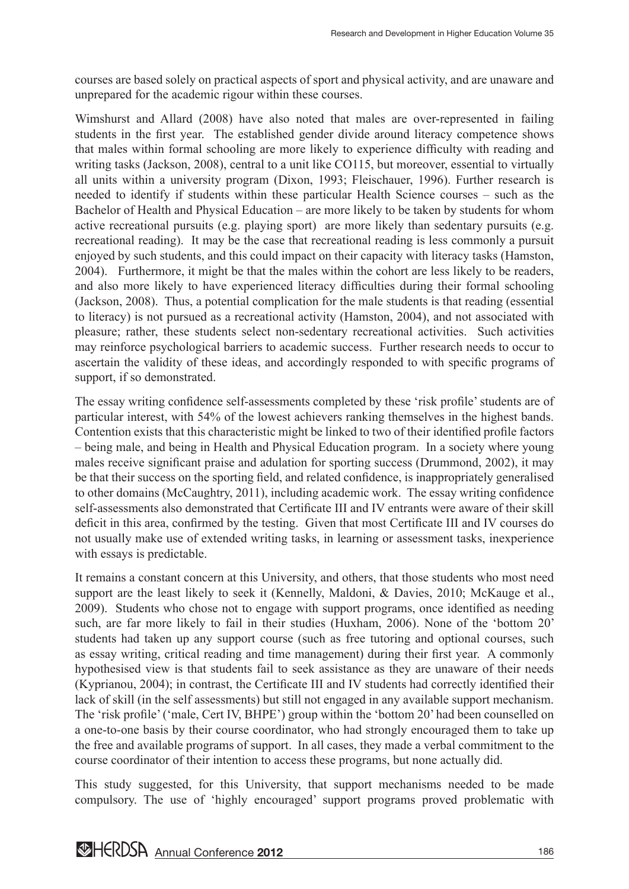courses are based solely on practical aspects of sport and physical activity, and are unaware and unprepared for the academic rigour within these courses.

Wimshurst and Allard (2008) have also noted that males are over-represented in failing students in the first year. The established gender divide around literacy competence shows that males within formal schooling are more likely to experience difficulty with reading and writing tasks (Jackson, 2008), central to a unit like CO115, but moreover, essential to virtually all units within a university program (Dixon, 1993; Fleischauer, 1996). Further research is needed to identify if students within these particular Health Science courses – such as the Bachelor of Health and Physical Education – are more likely to be taken by students for whom active recreational pursuits (e.g. playing sport) are more likely than sedentary pursuits (e.g. recreational reading). It may be the case that recreational reading is less commonly a pursuit enjoyed by such students, and this could impact on their capacity with literacy tasks (Hamston, 2004). Furthermore, it might be that the males within the cohort are less likely to be readers, and also more likely to have experienced literacy difficulties during their formal schooling (Jackson, 2008). Thus, a potential complication for the male students is that reading (essential to literacy) is not pursued as a recreational activity (Hamston, 2004), and not associated with pleasure; rather, these students select non-sedentary recreational activities. Such activities may reinforce psychological barriers to academic success. Further research needs to occur to ascertain the validity of these ideas, and accordingly responded to with specific programs of support, if so demonstrated.

The essay writing confidence self-assessments completed by these 'risk profile' students are of particular interest, with 54% of the lowest achievers ranking themselves in the highest bands. Contention exists that this characteristic might be linked to two of their identified profile factors – being male, and being in Health and Physical Education program. In a society where young males receive significant praise and adulation for sporting success (Drummond, 2002), it may be that their success on the sporting field, and related confidence, is inappropriately generalised to other domains (McCaughtry, 2011), including academic work. The essay writing confidence self-assessments also demonstrated that Certificate III and IV entrants were aware of their skill deficit in this area, confirmed by the testing. Given that most Certificate III and IV courses do not usually make use of extended writing tasks, in learning or assessment tasks, inexperience with essays is predictable.

It remains a constant concern at this University, and others, that those students who most need support are the least likely to seek it (Kennelly, Maldoni, & Davies, 2010; McKauge et al., 2009). Students who chose not to engage with support programs, once identified as needing such, are far more likely to fail in their studies (Huxham, 2006). None of the 'bottom 20' students had taken up any support course (such as free tutoring and optional courses, such as essay writing, critical reading and time management) during their first year. A commonly hypothesised view is that students fail to seek assistance as they are unaware of their needs (Kyprianou, 2004); in contrast, the Certificate III and IV students had correctly identified their lack of skill (in the self assessments) but still not engaged in any available support mechanism. The 'risk profile' ('male, Cert IV, BHPE') group within the 'bottom 20' had been counselled on a one-to-one basis by their course coordinator, who had strongly encouraged them to take up the free and available programs of support. In all cases, they made a verbal commitment to the course coordinator of their intention to access these programs, but none actually did.

This study suggested, for this University, that support mechanisms needed to be made compulsory. The use of 'highly encouraged' support programs proved problematic with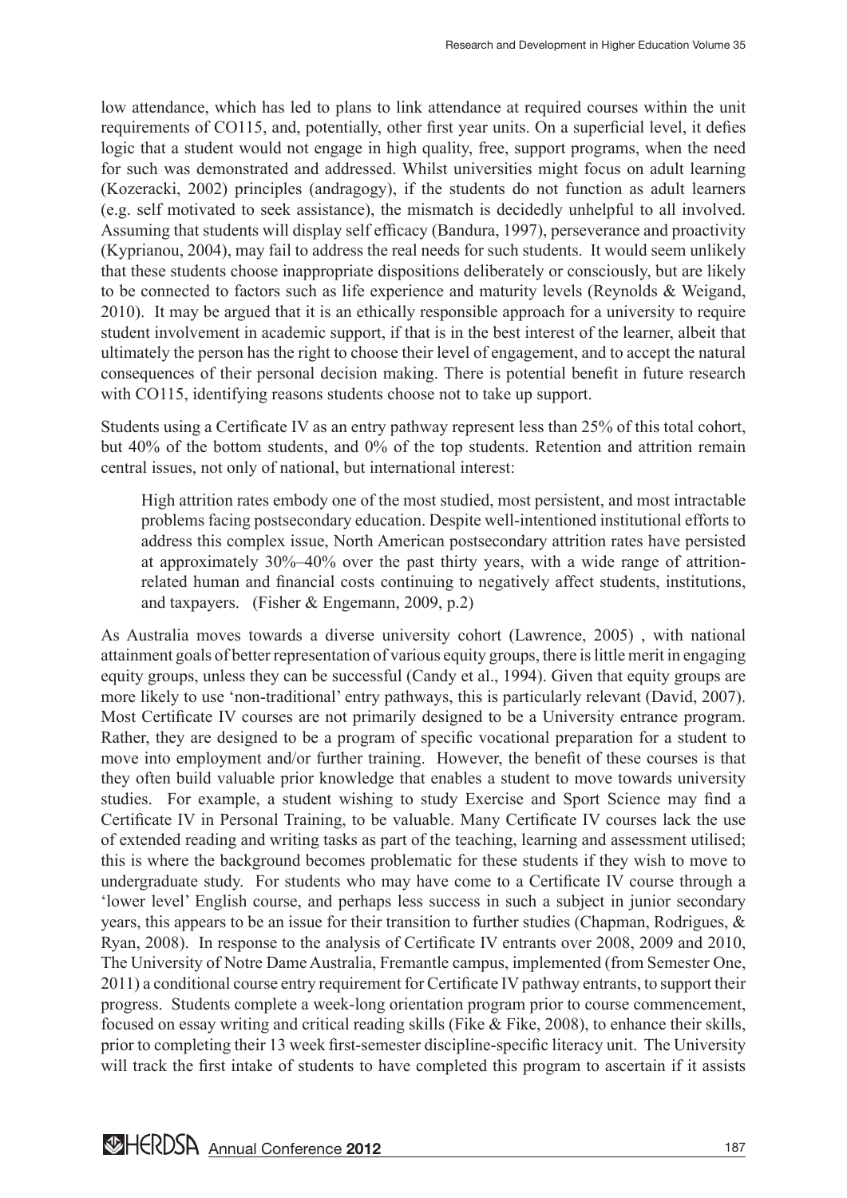low attendance, which has led to plans to link attendance at required courses within the unit requirements of CO115, and, potentially, other first year units. On a superficial level, it defies logic that a student would not engage in high quality, free, support programs, when the need for such was demonstrated and addressed. Whilst universities might focus on adult learning (Kozeracki, 2002) principles (andragogy), if the students do not function as adult learners (e.g. self motivated to seek assistance), the mismatch is decidedly unhelpful to all involved. Assuming that students will display self efficacy (Bandura, 1997), perseverance and proactivity (Kyprianou, 2004), may fail to address the real needs for such students. It would seem unlikely that these students choose inappropriate dispositions deliberately or consciously, but are likely to be connected to factors such as life experience and maturity levels (Reynolds & Weigand, 2010). It may be argued that it is an ethically responsible approach for a university to require student involvement in academic support, if that is in the best interest of the learner, albeit that ultimately the person has the right to choose their level of engagement, and to accept the natural consequences of their personal decision making. There is potential benefit in future research with CO115, identifying reasons students choose not to take up support.

Students using a Certificate IV as an entry pathway represent less than 25% of this total cohort, but 40% of the bottom students, and 0% of the top students. Retention and attrition remain central issues, not only of national, but international interest:

> High attrition rates embody one of the most studied, most persistent, and most intractable problems facing postsecondary education. Despite well-intentioned institutional efforts to address this complex issue, North American postsecondary attrition rates have persisted at approximately 30%–40% over the past thirty years, with a wide range of attrition-related human and financial costs continuing to negatively affect students, institutions, and taxpayers. (Fisher & Engemann, 2009, p.2)

As Australia moves towards a diverse university cohort (Lawrence, 2005) , with national attainment goals of better representation of various equity groups, there is little merit in engaging equity groups, unless they can be successful (Candy et al., 1994). Given that equity groups are more likely to use 'non-traditional' entry pathways, this is particularly relevant (David, 2007). Most Certificate IV courses are not primarily designed to be a University entrance program. Rather, they are designed to be a program of specific vocational preparation for a student to move into employment and/or further training. However, the benefit of these courses is that they often build valuable prior knowledge that enables a student to move towards university studies. For example, a student wishing to study Exercise and Sport Science may find a Certificate IV in Personal Training, to be valuable. Many Certificate IV courses lack the use of extended reading and writing tasks as part of the teaching, learning and assessment utilised; this is where the background becomes problematic for these students if they wish to move to undergraduate study. For students who may have come to a Certificate IV course through a 'lower level' English course, and perhaps less success in such a subject in junior secondary years, this appears to be an issue for their transition to further studies (Chapman, Rodrigues, & Ryan, 2008). In response to the analysis of Certificate IV entrants over 2008, 2009 and 2010, The University of Notre Dame Australia, Fremantle campus, implemented (from Semester One, 2011) a conditional course entry requirement for Certificate IV pathway entrants, to support their progress. Students complete a week-long orientation program prior to course commencement, focused on essay writing and critical reading skills (Fike & Fike, 2008), to enhance their skills, prior to completing their 13 week first-semester discipline-specific literacy unit. The University will track the first intake of students to have completed this program to ascertain if it assists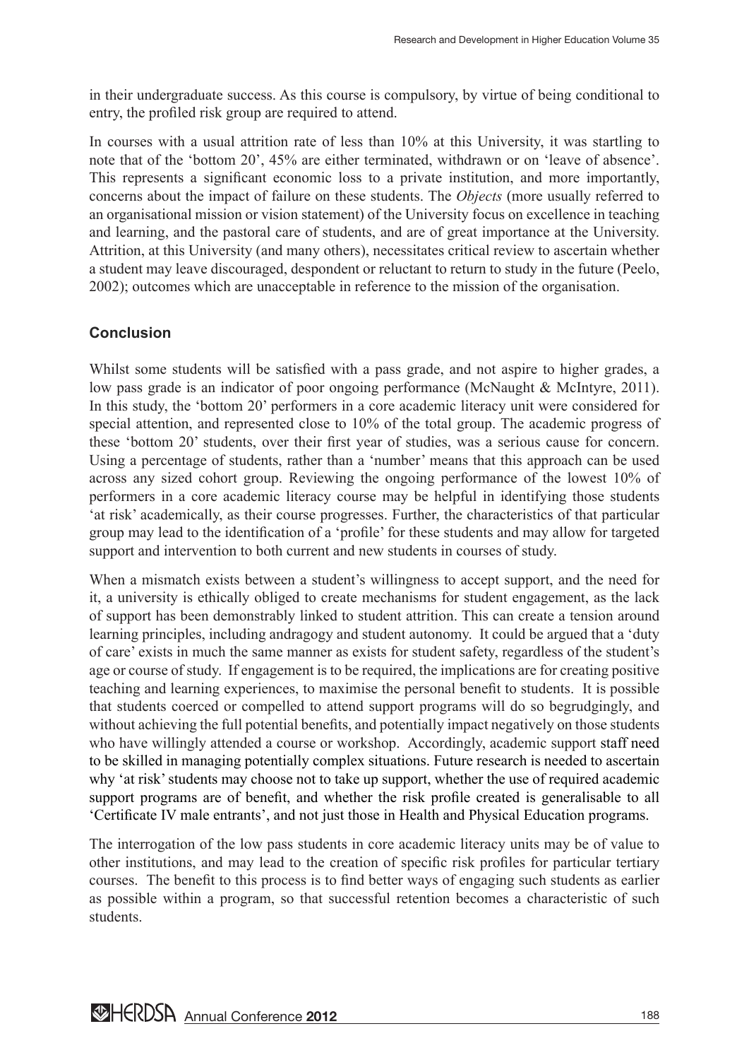in their undergraduate success. As this course is compulsory, by virtue of being conditional to entry, the profiled risk group are required to attend.

In courses with a usual attrition rate of less than 10% at this University, it was startling to note that of the 'bottom 20', 45% are either terminated, withdrawn or on 'leave of absence'. This represents a significant economic loss to a private institution, and more importantly, concerns about the impact of failure on these students. The *Objects* (more usually referred to an organisational mission or vision statement) of the University focus on excellence in teaching and learning, and the pastoral care of students, and are of great importance at the University. Attrition, at this University (and many others), necessitates critical review to ascertain whether a student may leave discouraged, despondent or reluctant to return to study in the future (Peelo, 2002); outcomes which are unacceptable in reference to the mission of the organisation.

## Conclusion

Whilst some students will be satisfied with a pass grade, and not aspire to higher grades, a low pass grade is an indicator of poor ongoing performance (McNaught & McIntyre, 2011). In this study, the 'bottom 20' performers in a core academic literacy unit were considered for special attention, and represented close to 10% of the total group. The academic progress of these 'bottom 20' students, over their first year of studies, was a serious cause for concern. Using a percentage of students, rather than a 'number' means that this approach can be used across any sized cohort group. Reviewing the ongoing performance of the lowest 10% of performers in a core academic literacy course may be helpful in identifying those students 'at risk' academically, as their course progresses. Further, the characteristics of that particular group may lead to the identification of a 'profile' for these students and may allow for targeted support and intervention to both current and new students in courses of study.

When a mismatch exists between a student's willingness to accept support, and the need for it, a university is ethically obliged to create mechanisms for student engagement, as the lack of support has been demonstrably linked to student attrition. This can create a tension around learning principles, including andragogy and student autonomy. It could be argued that a 'duty of care' exists in much the same manner as exists for student safety, regardless of the student's age or course of study. If engagement is to be required, the implications are for creating positive teaching and learning experiences, to maximise the personal benefit to students. It is possible that students coerced or compelled to attend support programs will do so begrudgingly, and without achieving the full potential benefits, and potentially impact negatively on those students who have willingly attended a course or workshop. Accordingly, academic support staff need to be skilled in managing potentially complex situations. Future research is needed to ascertain why 'at risk' students may choose not to take up support, whether the use of required academic support programs are of benefit, and whether the risk profile created is generalisable to all 'Certificate IV male entrants', and not just those in Health and Physical Education programs.

The interrogation of the low pass students in core academic literacy units may be of value to other institutions, and may lead to the creation of specific risk profiles for particular tertiary courses. The benefit to this process is to find better ways of engaging such students as earlier as possible within a program, so that successful retention becomes a characteristic of such students.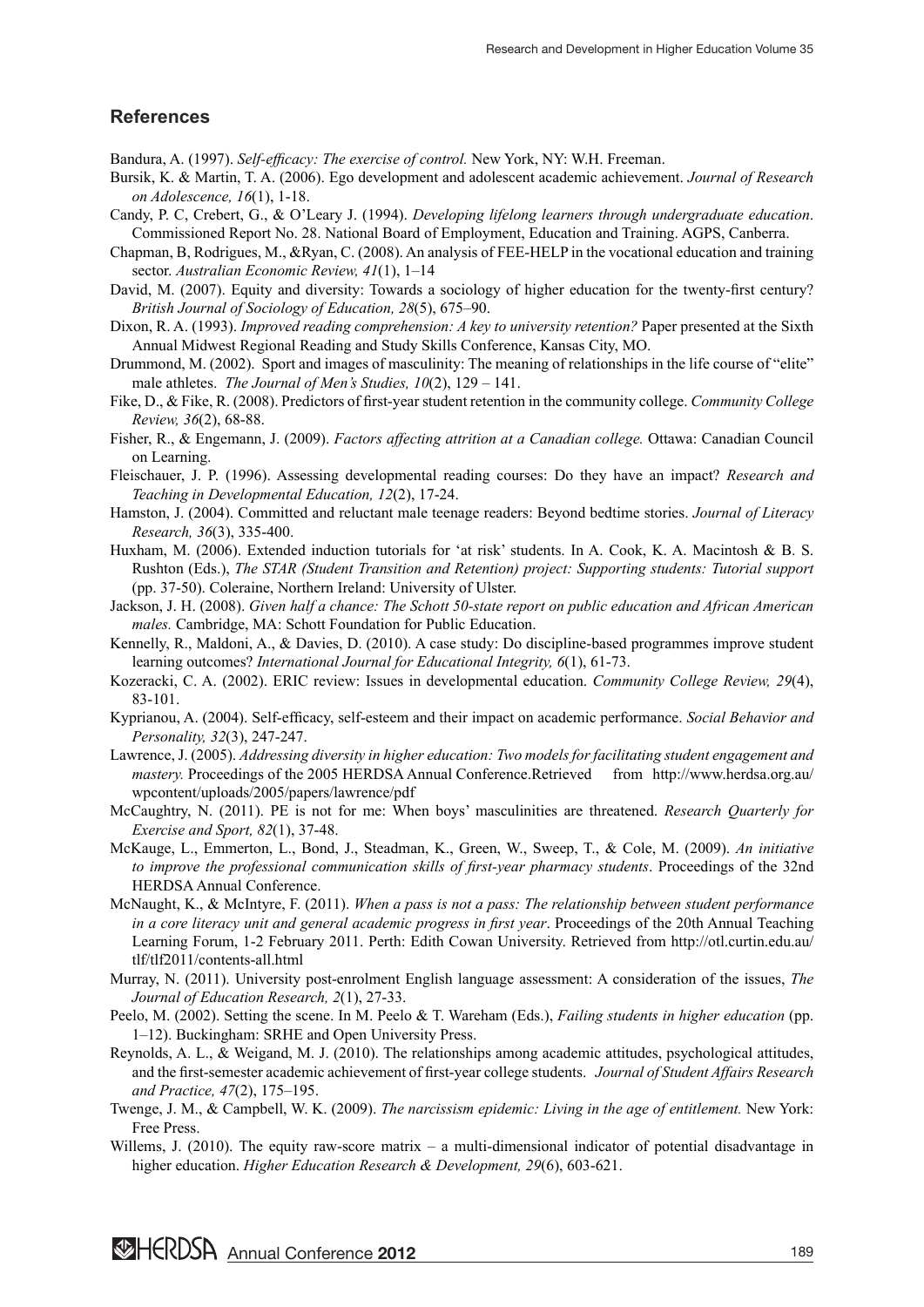## References

Bandura, A. (1997). *Self-efficacy: The exercise of control.* New York, NY: W.H. Freeman.

Bursik, K. & Martin, T. A. (2006). Ego development and adolescent academic achievement. *Journal of Research on Adolescence, 16*(1), 1-18.

Candy, P. C, Crebert, G., & O'Leary J. (1994). *Developing lifelong learners through undergraduate education*. Commissioned Report No. 28. National Board of Employment, Education and Training. AGPS, Canberra.

Chapman, B, Rodrigues, M., &Ryan, C. (2008). An analysis of FEE-HELP in the vocational education and training sector. *Australian Economic Review, 41*(1), 1–14

David, M. (2007). Equity and diversity: Towards a sociology of higher education for the twenty-first century? *British Journal of Sociology of Education, 28*(5), 675–90.

Dixon, R. A. (1993). *Improved reading comprehension: A key to university retention?* Paper presented at the Sixth Annual Midwest Regional Reading and Study Skills Conference, Kansas City, MO.

Drummond, M. (2002). Sport and images of masculinity: The meaning of relationships in the life course of "elite" male athletes. *The Journal of Men's Studies, 10*(2), 129 – 141.

Fike, D., & Fike, R. (2008). Predictors of first-year student retention in the community college. *Community College Review, 36*(2), 68-88.

Fisher, R., & Engemann, J. (2009). *Factors affecting attrition at a Canadian college.* Ottawa: Canadian Council on Learning.

Fleischauer, J. P. (1996). Assessing developmental reading courses: Do they have an impact? *Research and Teaching in Developmental Education, 12*(2), 17-24.

Hamston, J. (2004). Committed and reluctant male teenage readers: Beyond bedtime stories. *Journal of Literacy Research, 36*(3), 335-400.

Huxham, M. (2006). Extended induction tutorials for 'at risk' students. In A. Cook, K. A. Macintosh & B. S. Rushton (Eds.), *The STAR (Student Transition and Retention) project: Supporting students: Tutorial support* (pp. 37-50). Coleraine, Northern Ireland: University of Ulster.

Jackson, J. H. (2008). *Given half a chance: The Schott 50-state report on public education and African American males.* Cambridge, MA: Schott Foundation for Public Education.

Kennelly, R., Maldoni, A., & Davies, D. (2010). A case study: Do discipline-based programmes improve student learning outcomes? *International Journal for Educational Integrity, 6*(1), 61-73.

Kozeracki, C. A. (2002). ERIC review: Issues in developmental education. *Community College Review, 29*(4), 83-101.

Kyprianou, A. (2004). Self-efficacy, self-esteem and their impact on academic performance. *Social Behavior and Personality, 32*(3), 247-247.

Lawrence, J. (2005). *Addressing diversity in higher education: Two models for facilitating student engagement and mastery.* Proceedings of the 2005 HERDSA Annual Conference.Retrieved from http://www.herdsa.org.au/wpcontent/uploads/2005/papers/lawrence/pdf

McCaughtry, N. (2011). PE is not for me: When boys' masculinities are threatened. *Research Quarterly for Exercise and Sport, 82*(1), 37-48.

McKauge, L., Emmerton, L., Bond, J., Steadman, K., Green, W., Sweep, T., & Cole, M. (2009). *An initiative to improve the professional communication skills of first-year pharmacy students*. Proceedings of the 32nd HERDSA Annual Conference.

McNaught, K., & McIntyre, F. (2011). *When a pass is not a pass: The relationship between student performance in a core literacy unit and general academic progress in first year*. Proceedings of the 20th Annual Teaching Learning Forum, 1-2 February 2011. Perth: Edith Cowan University. Retrieved from http://otl.curtin.edu.au/tlf/tlf2011/contents-all.html

Murray, N. (2011). University post-enrolment English language assessment: A consideration of the issues, *The Journal of Education Research, 2*(1), 27-33.

Peelo, M. (2002). Setting the scene. In M. Peelo & T. Wareham (Eds.), *Failing students in higher education* (pp. 1–12). Buckingham: SRHE and Open University Press.

Reynolds, A. L., & Weigand, M. J. (2010). The relationships among academic attitudes, psychological attitudes, and the first-semester academic achievement of first-year college students. *Journal of Student Affairs Research and Practice, 47*(2), 175–195.

Twenge, J. M., & Campbell, W. K. (2009). *The narcissism epidemic: Living in the age of entitlement.* New York: Free Press.

Willems, J. (2010). The equity raw-score matrix – a multi-dimensional indicator of potential disadvantage in higher education. *Higher Education Research & Development, 29*(6), 603-621.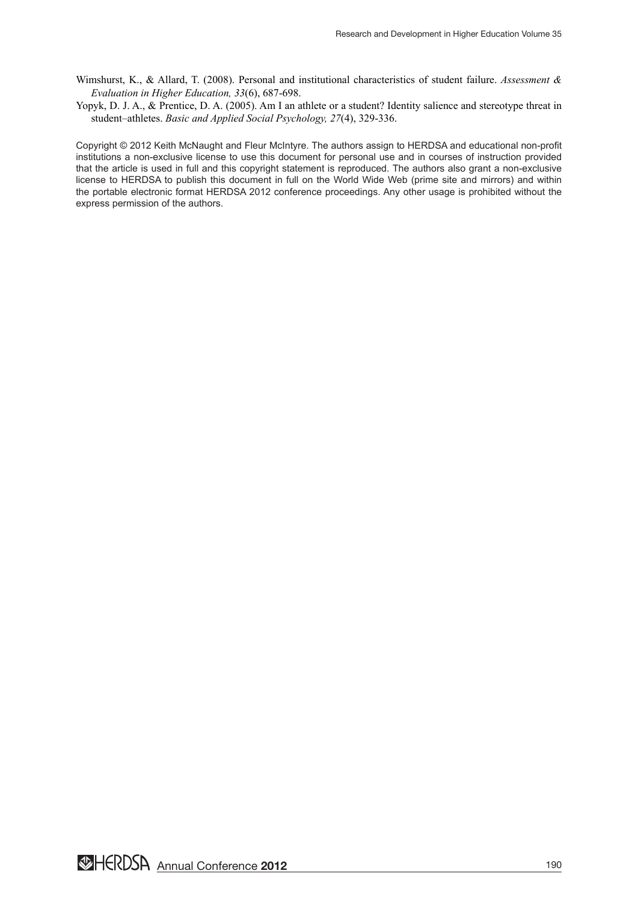Wimshurst, K., & Allard, T. (2008). Personal and institutional characteristics of student failure. *Assessment & Evaluation in Higher Education, 33*(6), 687-698.

Yopyk, D. J. A., & Prentice, D. A. (2005). Am I an athlete or a student? Identity salience and stereotype threat in student–athletes. *Basic and Applied Social Psychology, 27*(4), 329-336.

Copyright © 2012 Keith McNaught and Fleur McIntyre. The authors assign to HERDSA and educational non-profit institutions a non-exclusive license to use this document for personal use and in courses of instruction provided that the article is used in full and this copyright statement is reproduced. The authors also grant a non-exclusive license to HERDSA to publish this document in full on the World Wide Web (prime site and mirrors) and within the portable electronic format HERDSA 2012 conference proceedings. Any other usage is prohibited without the express permission of the authors.